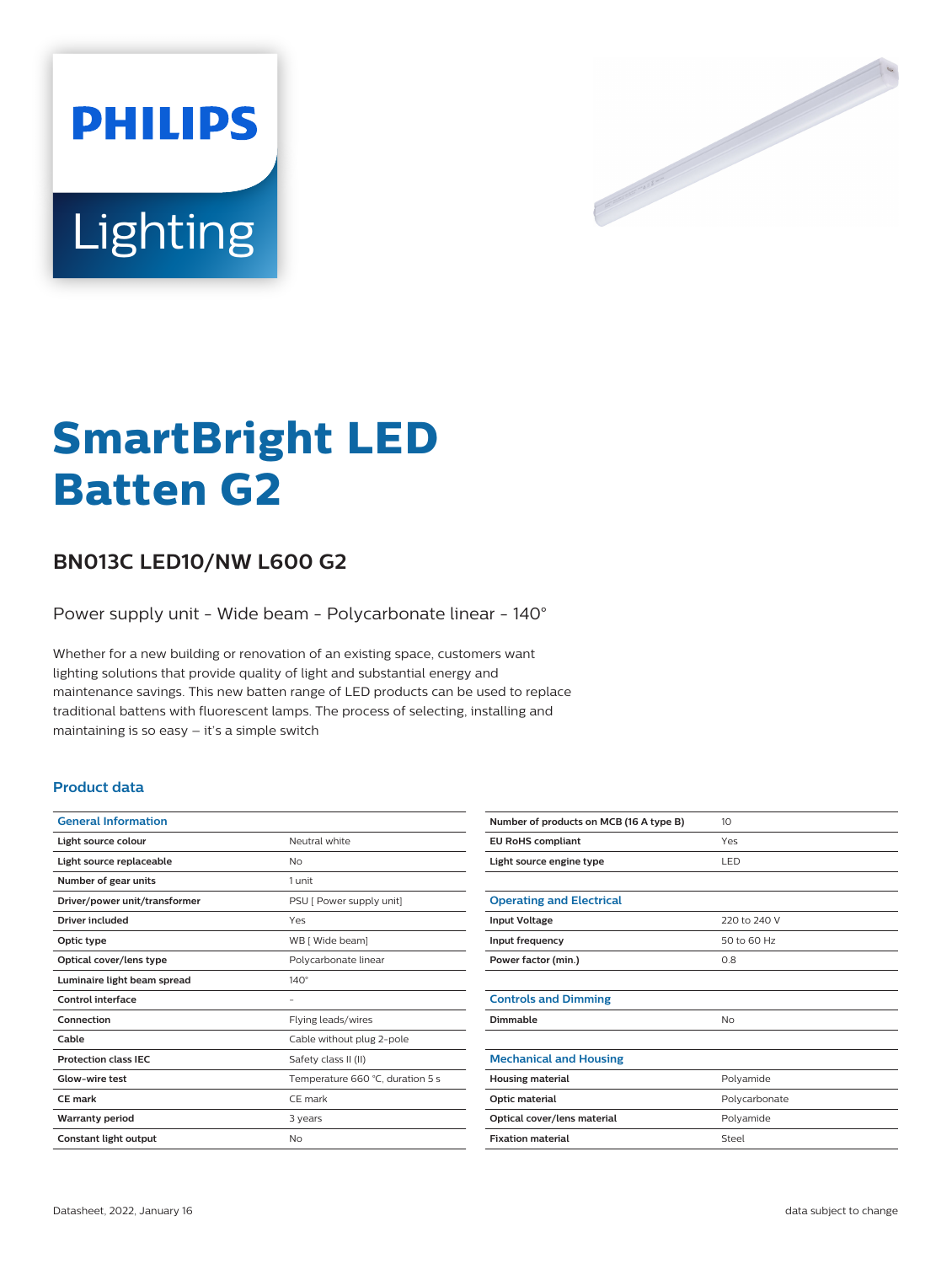PHILIPS

Lighting

# SmartBright LED Batten G2

## BN013C LED10/NW L600 G2

Power supply unit - Wide beam - Polycarbonate linear - 140°

Whether for a new building or renovation of an existing space, customers want lighting solutions that provide quality of light and substantial energy and maintenance savings. This new batten range of LED products can be used to replace traditional battens with fluorescent lamps. The process of selecting, installing and maintaining is so easy – it's a simple switch

### Product data

| General Information | |
|---|---|
| Light source colour | Neutral white |
| Light source replaceable | No |
| Number of gear units | 1 unit |
| Driver/power unit/transformer | PSU [ Power supply unit] |
| Driver included | Yes |
| Optic type | WB [ Wide beam] |
| Optical cover/lens type | Polycarbonate linear |
| Luminaire light beam spread | 140° |
| Control interface | - |
| Connection | Flying leads/wires |
| Cable | Cable without plug 2-pole |
| Protection class IEC | Safety class II (II) |
| Glow-wire test | Temperature 660 °C, duration 5 s |
| CE mark | CE mark |
| Warranty period | 3 years |
| Constant light output | No |
| Number of products on MCB (16 A type B) | 10 |
| EU RoHS compliant | Yes |
| Light source engine type | LED |

| Operating and Electrical | |
|---|---|
| Input Voltage | 220 to 240 V |
| Input frequency | 50 to 60 Hz |
| Power factor (min.) | 0.8 |

| Controls and Dimming | |
|---|---|
| Dimmable | No |

| Mechanical and Housing | |
|---|---|
| Housing material | Polyamide |
| Optic material | Polycarbonate |
| Optical cover/lens material | Polyamide |
| Fixation material | Steel |

Datasheet, 2022, January 16

data subject to change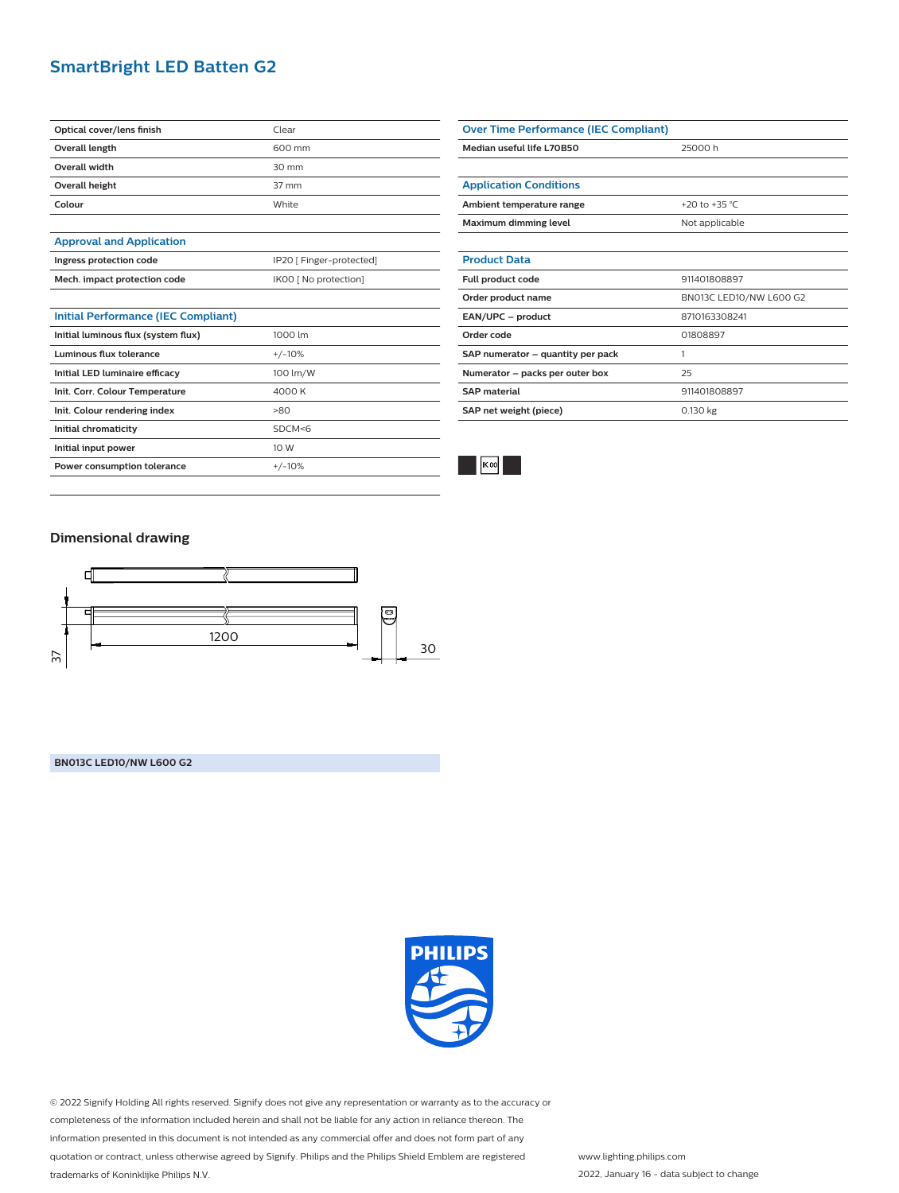## SmartBright LED Batten G2

| | |
|---|---|
| Optical cover/lens finish | Clear |
| Overall length | 600 mm |
| Overall width | 30 mm |
| Overall height | 37 mm |
| Colour | White |

### Approval and Application

| | |
|---|---|
| Ingress protection code | IP20 [ Finger-protected] |
| Mech. impact protection code | IK00 [ No protection] |

### Initial Performance (IEC Compliant)

| | |
|---|---|
| Initial luminous flux (system flux) | 1000 lm |
| Luminous flux tolerance | +/-10% |
| Initial LED luminaire efficacy | 100 lm/W |
| Init. Corr. Colour Temperature | 4000 K |
| Init. Colour rendering index | >80 |
| Initial chromaticity | SDCM<6 |
| Initial input power | 10 W |
| Power consumption tolerance | +/-10% |

### Over Time Performance (IEC Compliant)

| | |
|---|---|
| Median useful life L70B50 | 25000 h |

### Application Conditions

| | |
|---|---|
| Ambient temperature range | +20 to +35 °C |
| Maximum dimming level | Not applicable |

### Product Data

| | |
|---|---|
| Full product code | 911401808897 |
| Order product name | BN013C LED10/NW L600 G2 |
| EAN/UPC – product | 8710163308241 |
| Order code | 01808897 |
| SAP numerator – quantity per pack | 1 |
| Numerator – packs per outer box | 25 |
| SAP material | 911401808897 |
| SAP net weight (piece) | 0.130 kg |

IK00

## Dimensional drawing

1200

37

30

**BN013C LED10/NW L600 G2**

PHILIPS

© 2022 Signify Holding All rights reserved. Signify does not give any representation or warranty as to the accuracy or completeness of the information included herein and shall not be liable for any action in reliance thereon. The information presented in this document is not intended as any commercial offer and does not form part of any quotation or contract, unless otherwise agreed by Signify. Philips and the Philips Shield Emblem are registered trademarks of Koninklijke Philips N.V.

www.lighting.philips.com

2022, January 16 - data subject to change